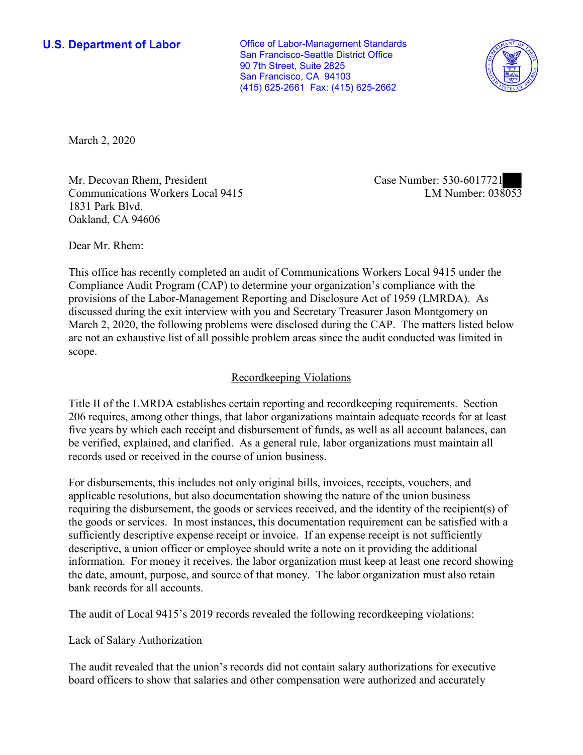**U.S. Department of Labor**

Office of Labor-Management Standards
San Francisco-Seattle District Office
90 7th Street, Suite 2825
San Francisco, CA 94103
(415) 625-2661 Fax: (415) 625-2662

March 2, 2020

Mr. Decovan Rhem, President
Communications Workers Local 9415
1831 Park Blvd.
Oakland, CA 94606

Case Number: 530-6017721
LM Number: 038053

Dear Mr. Rhem:

This office has recently completed an audit of Communications Workers Local 9415 under the Compliance Audit Program (CAP) to determine your organization's compliance with the provisions of the Labor-Management Reporting and Disclosure Act of 1959 (LMRDA). As discussed during the exit interview with you and Secretary Treasurer Jason Montgomery on March 2, 2020, the following problems were disclosed during the CAP. The matters listed below are not an exhaustive list of all possible problem areas since the audit conducted was limited in scope.

## Recordkeeping Violations

Title II of the LMRDA establishes certain reporting and recordkeeping requirements. Section 206 requires, among other things, that labor organizations maintain adequate records for at least five years by which each receipt and disbursement of funds, as well as all account balances, can be verified, explained, and clarified. As a general rule, labor organizations must maintain all records used or received in the course of union business.

For disbursements, this includes not only original bills, invoices, receipts, vouchers, and applicable resolutions, but also documentation showing the nature of the union business requiring the disbursement, the goods or services received, and the identity of the recipient(s) of the goods or services. In most instances, this documentation requirement can be satisfied with a sufficiently descriptive expense receipt or invoice. If an expense receipt is not sufficiently descriptive, a union officer or employee should write a note on it providing the additional information. For money it receives, the labor organization must keep at least one record showing the date, amount, purpose, and source of that money. The labor organization must also retain bank records for all accounts.

The audit of Local 9415's 2019 records revealed the following recordkeeping violations:

Lack of Salary Authorization

The audit revealed that the union's records did not contain salary authorizations for executive board officers to show that salaries and other compensation were authorized and accurately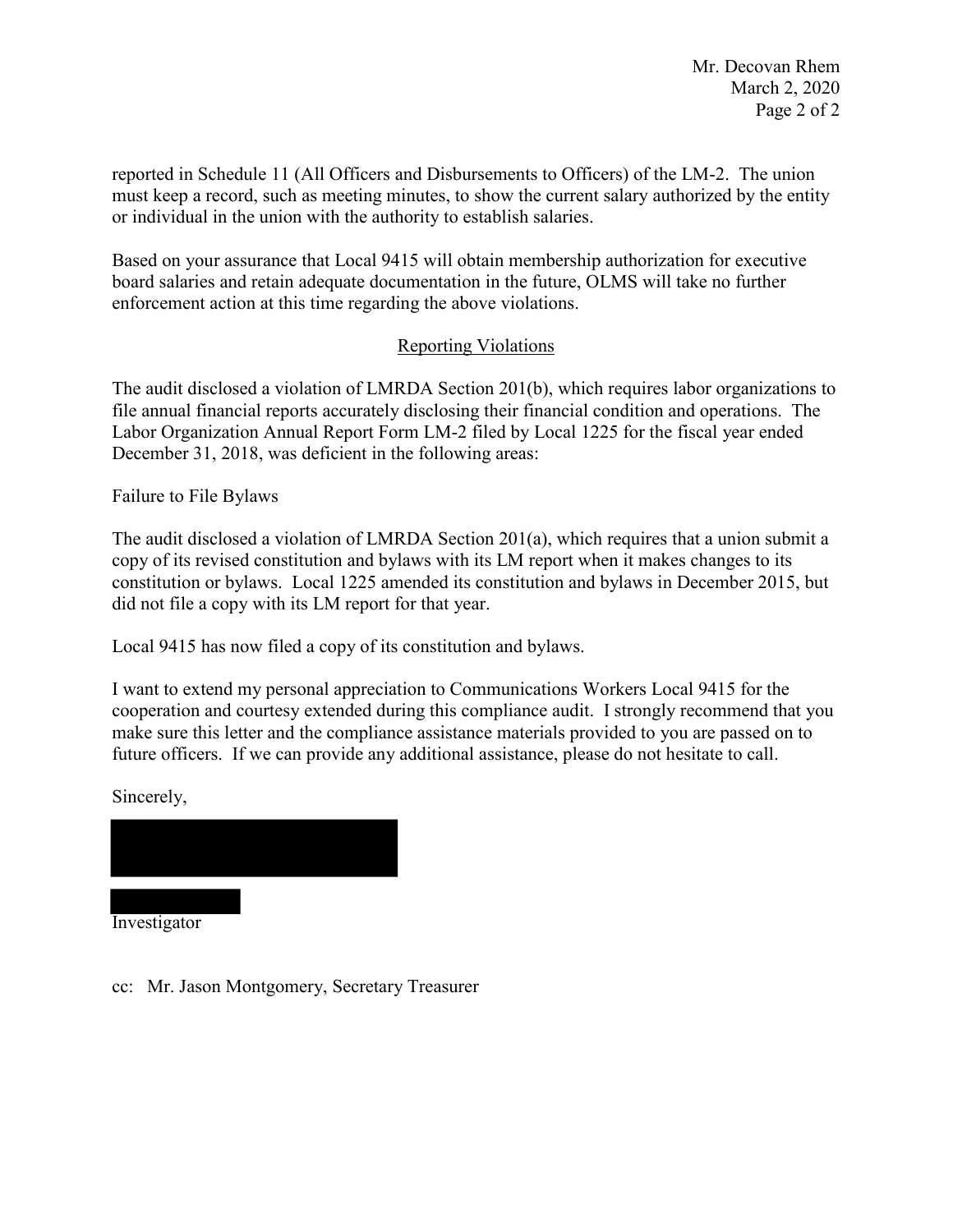reported in Schedule 11 (All Officers and Disbursements to Officers) of the LM-2. The union must keep a record, such as meeting minutes, to show the current salary authorized by the entity or individual in the union with the authority to establish salaries.

Based on your assurance that Local 9415 will obtain membership authorization for executive board salaries and retain adequate documentation in the future, OLMS will take no further enforcement action at this time regarding the above violations.

## Reporting Violations

The audit disclosed a violation of LMRDA Section 201(b), which requires labor organizations to file annual financial reports accurately disclosing their financial condition and operations. The Labor Organization Annual Report Form LM-2 filed by Local 1225 for the fiscal year ended December 31, 2018, was deficient in the following areas:

Failure to File Bylaws

The audit disclosed a violation of LMRDA Section 201(a), which requires that a union submit a copy of its revised constitution and bylaws with its LM report when it makes changes to its constitution or bylaws. Local 1225 amended its constitution and bylaws in December 2015, but did not file a copy with its LM report for that year.

Local 9415 has now filed a copy of its constitution and bylaws.

I want to extend my personal appreciation to Communications Workers Local 9415 for the cooperation and courtesy extended during this compliance audit. I strongly recommend that you make sure this letter and the compliance assistance materials provided to you are passed on to future officers. If we can provide any additional assistance, please do not hesitate to call.

Sincerely,

Investigator

cc: Mr. Jason Montgomery, Secretary Treasurer